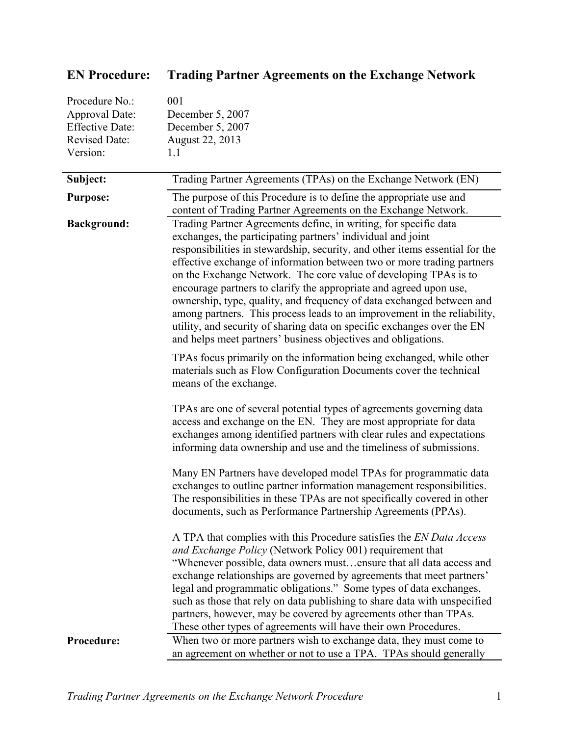# EN Procedure: Trading Partner Agreements on the Exchange Network

Procedure No.: 001
Approval Date: December 5, 2007
Effective Date: December 5, 2007
Revised Date: August 22, 2013
Version: 1.1

**Subject:** Trading Partner Agreements (TPAs) on the Exchange Network (EN)

**Purpose:** The purpose of this Procedure is to define the appropriate use and content of Trading Partner Agreements on the Exchange Network.

**Background:** Trading Partner Agreements define, in writing, for specific data exchanges, the participating partners' individual and joint responsibilities in stewardship, security, and other items essential for the effective exchange of information between two or more trading partners on the Exchange Network. The core value of developing TPAs is to encourage partners to clarify the appropriate and agreed upon use, ownership, type, quality, and frequency of data exchanged between and among partners. This process leads to an improvement in the reliability, utility, and security of sharing data on specific exchanges over the EN and helps meet partners' business objectives and obligations.

TPAs focus primarily on the information being exchanged, while other materials such as Flow Configuration Documents cover the technical means of the exchange.

TPAs are one of several potential types of agreements governing data access and exchange on the EN. They are most appropriate for data exchanges among identified partners with clear rules and expectations informing data ownership and use and the timeliness of submissions.

Many EN Partners have developed model TPAs for programmatic data exchanges to outline partner information management responsibilities. The responsibilities in these TPAs are not specifically covered in other documents, such as Performance Partnership Agreements (PPAs).

A TPA that complies with this Procedure satisfies the *EN Data Access and Exchange Policy* (Network Policy 001) requirement that "Whenever possible, data owners must…ensure that all data access and exchange relationships are governed by agreements that meet partners' legal and programmatic obligations." Some types of data exchanges, such as those that rely on data publishing to share data with unspecified partners, however, may be covered by agreements other than TPAs. These other types of agreements will have their own Procedures.

**Procedure:** When two or more partners wish to exchange data, they must come to an agreement on whether or not to use a TPA. TPAs should generally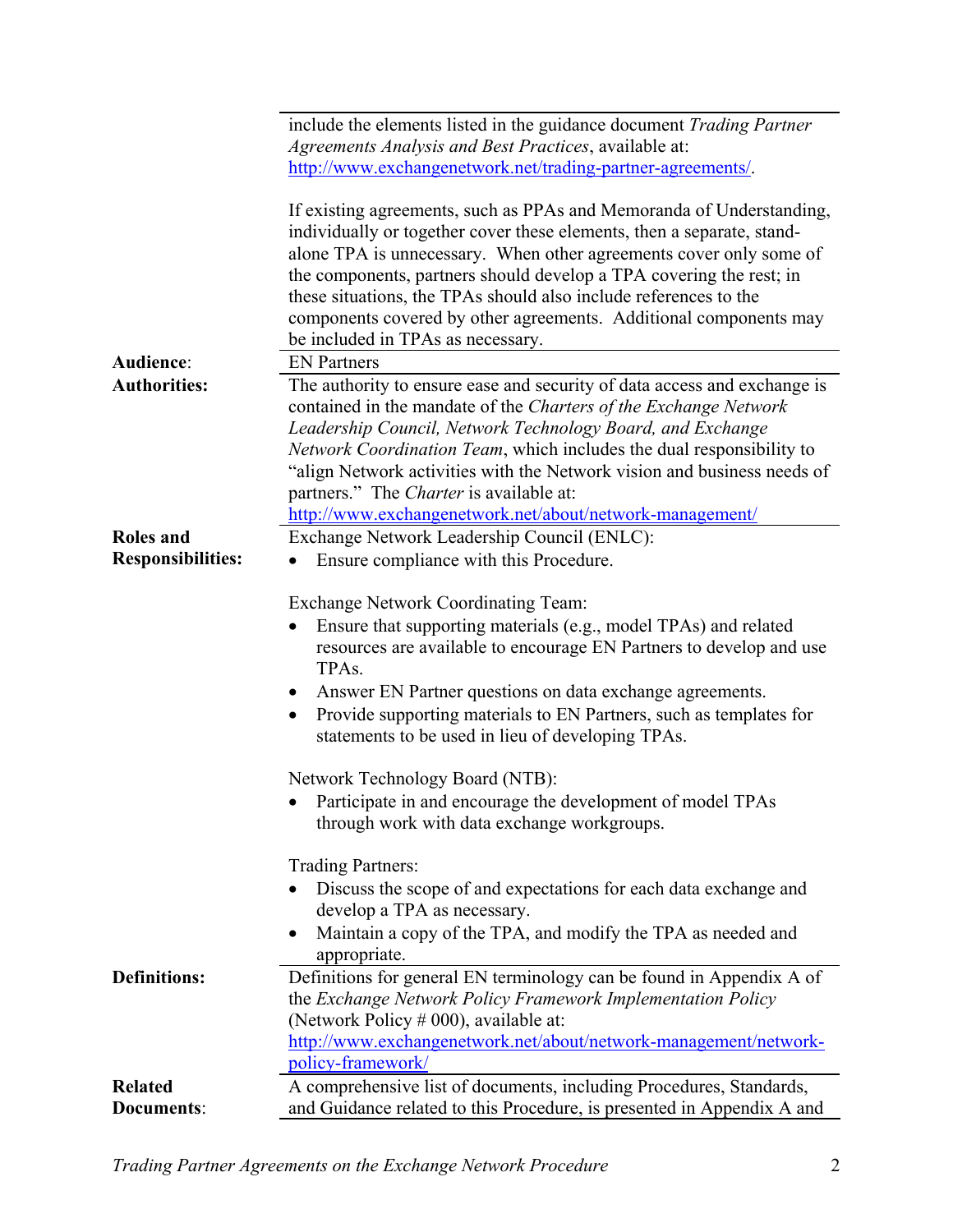| | |
|---|---|
| | include the elements listed in the guidance document *Trading Partner Agreements Analysis and Best Practices*, available at: http://www.exchangenetwork.net/trading-partner-agreements/.<br><br>If existing agreements, such as PPAs and Memoranda of Understanding, individually or together cover these elements, then a separate, stand-alone TPA is unnecessary. When other agreements cover only some of the components, partners should develop a TPA covering the rest; in these situations, the TPAs should also include references to the components covered by other agreements. Additional components may be included in TPAs as necessary. |
| **Audience**: | EN Partners |
| **Authorities:** | The authority to ensure ease and security of data access and exchange is contained in the mandate of the *Charters of the Exchange Network Leadership Council, Network Technology Board, and Exchange Network Coordination Team*, which includes the dual responsibility to "align Network activities with the Network vision and business needs of partners." The *Charter* is available at: http://www.exchangenetwork.net/about/network-management/ |
| **Roles and Responsibilities:** | Exchange Network Leadership Council (ENLC):<br>• Ensure compliance with this Procedure.<br><br>Exchange Network Coordinating Team:<br>• Ensure that supporting materials (e.g., model TPAs) and related resources are available to encourage EN Partners to develop and use TPAs.<br>• Answer EN Partner questions on data exchange agreements.<br>• Provide supporting materials to EN Partners, such as templates for statements to be used in lieu of developing TPAs.<br><br>Network Technology Board (NTB):<br>• Participate in and encourage the development of model TPAs through work with data exchange workgroups.<br><br>Trading Partners:<br>• Discuss the scope of and expectations for each data exchange and develop a TPA as necessary.<br>• Maintain a copy of the TPA, and modify the TPA as needed and appropriate. |
| **Definitions:** | Definitions for general EN terminology can be found in Appendix A of the *Exchange Network Policy Framework Implementation Policy* (Network Policy # 000), available at: http://www.exchangenetwork.net/about/network-management/network-policy-framework/ |
| **Related Documents**: | A comprehensive list of documents, including Procedures, Standards, and Guidance related to this Procedure, is presented in Appendix A and |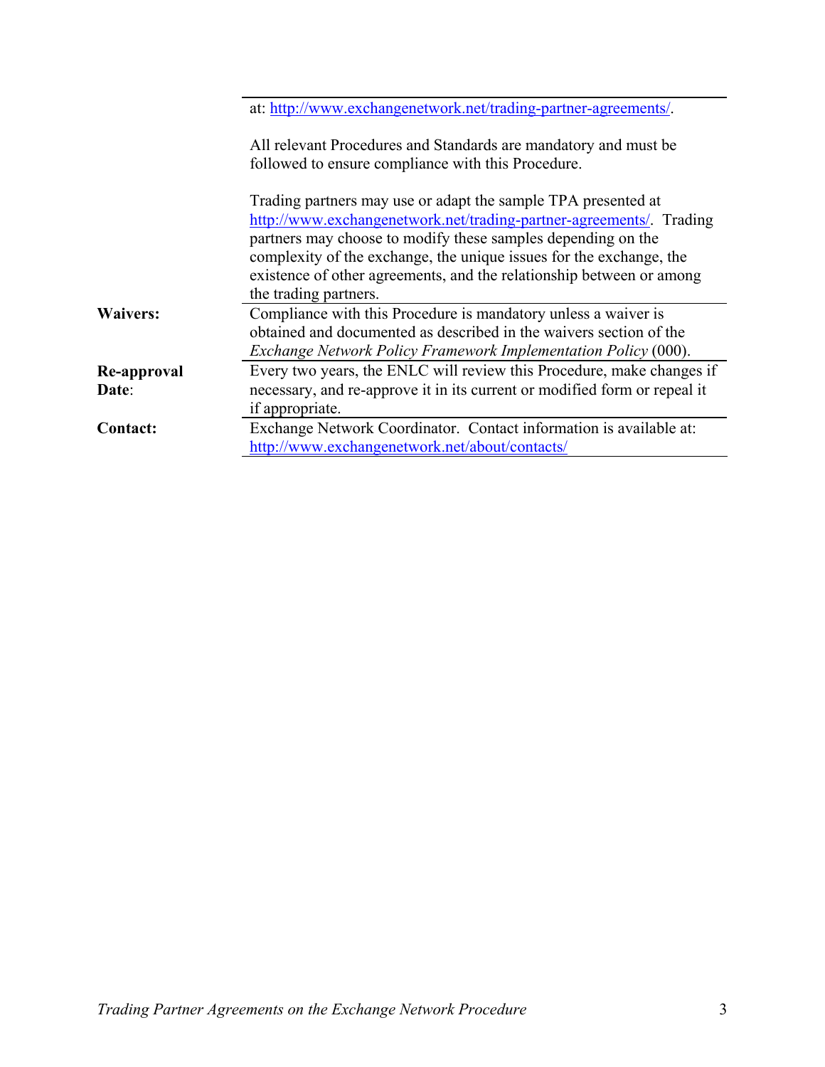| | |
|---|---|
| | at: http://www.exchangenetwork.net/trading-partner-agreements/.<br><br>All relevant Procedures and Standards are mandatory and must be followed to ensure compliance with this Procedure.<br><br>Trading partners may use or adapt the sample TPA presented at http://www.exchangenetwork.net/trading-partner-agreements/. Trading partners may choose to modify these samples depending on the complexity of the exchange, the unique issues for the exchange, the existence of other agreements, and the relationship between or among the trading partners. |
| **Waivers:** | Compliance with this Procedure is mandatory unless a waiver is obtained and documented as described in the waivers section of the *Exchange Network Policy Framework Implementation Policy* (000). |
| **Re-approval Date**: | Every two years, the ENLC will review this Procedure, make changes if necessary, and re-approve it in its current or modified form or repeal it if appropriate. |
| **Contact:** | Exchange Network Coordinator. Contact information is available at: http://www.exchangenetwork.net/about/contacts/ |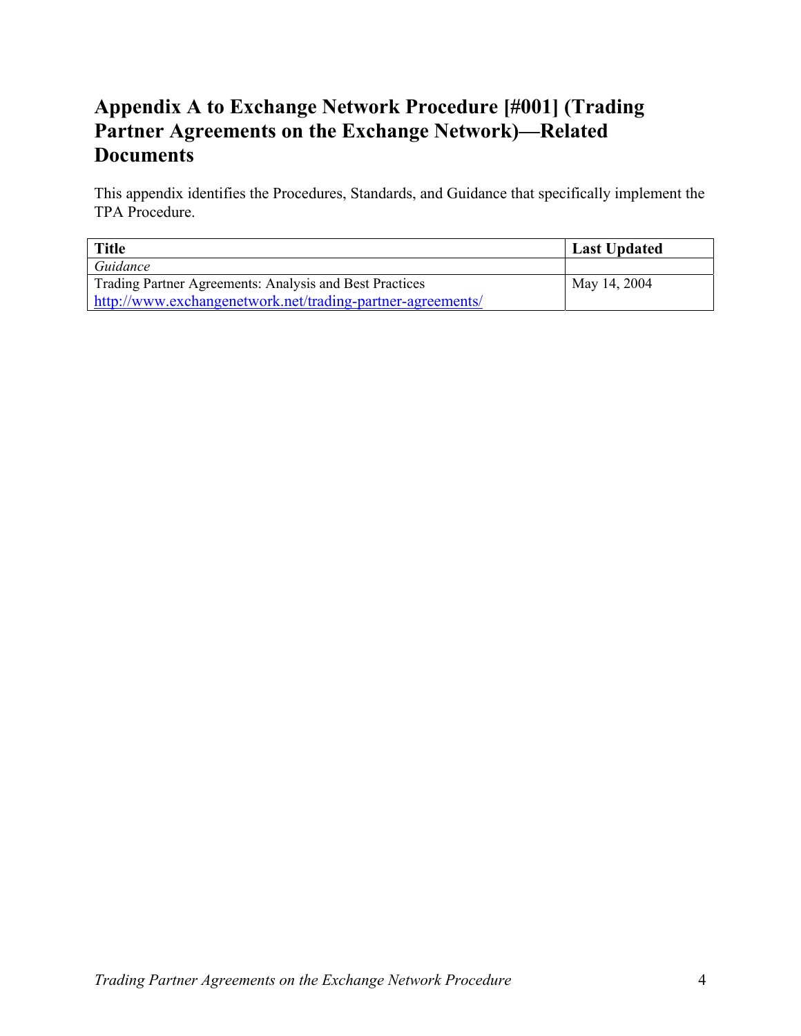# Appendix A to Exchange Network Procedure [#001] (Trading Partner Agreements on the Exchange Network)—Related Documents

This appendix identifies the Procedures, Standards, and Guidance that specifically implement the TPA Procedure.

| **Title** | **Last Updated** |
| --- | --- |
| *Guidance* | |
| Trading Partner Agreements: Analysis and Best Practices<br>http://www.exchangenetwork.net/trading-partner-agreements/ | May 14, 2004 |